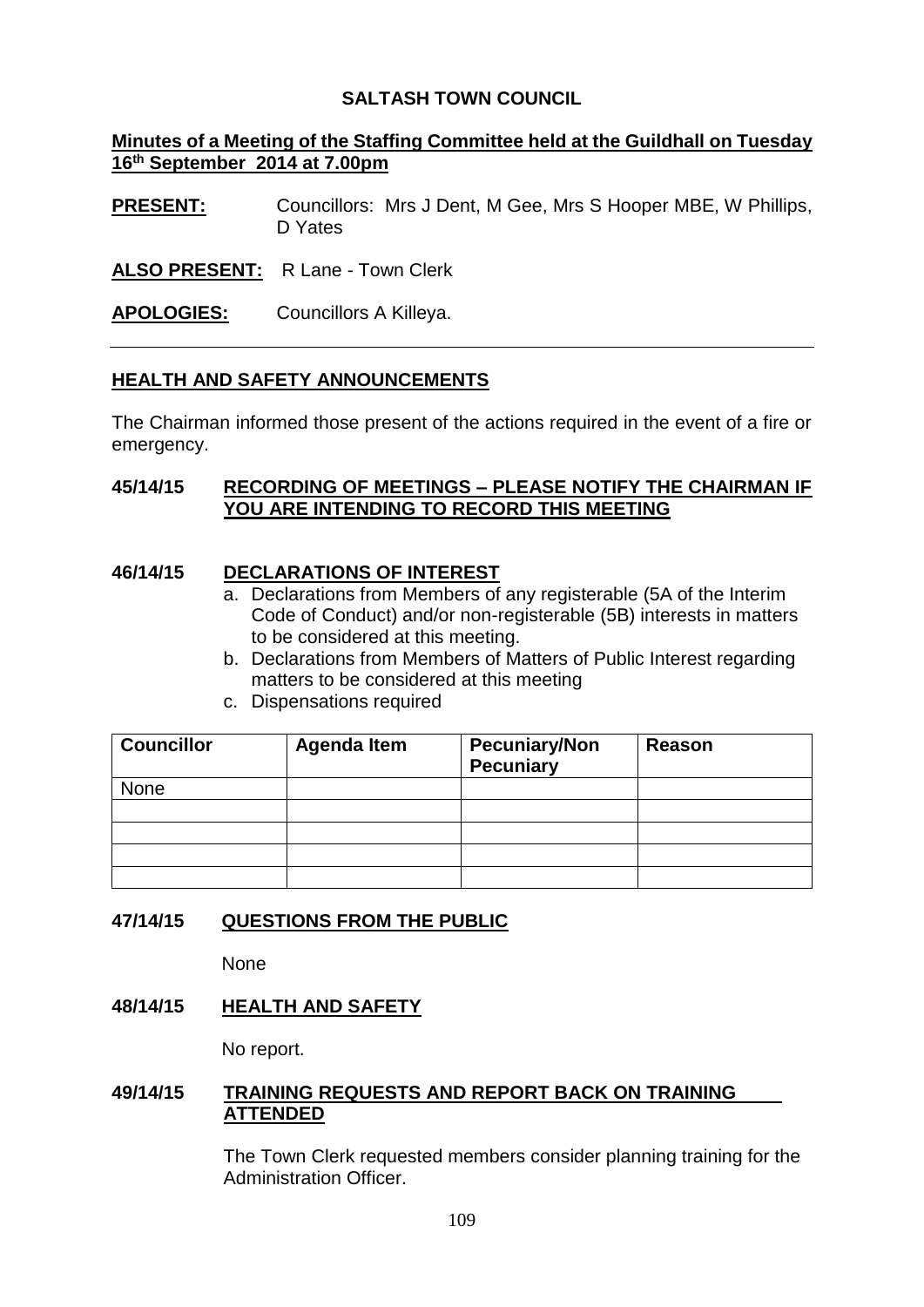# SALTASH TOWN COUNCIL

**Minutes of a Meeting of the Staffing Committee held at the Guildhall on Tuesday 16th September 2014 at 7.00pm**

**PRESENT:** Councillors: Mrs J Dent, M Gee, Mrs S Hooper MBE, W Phillips, D Yates

**ALSO PRESENT:** R Lane - Town Clerk

**APOLOGIES:** Councillors A Killeya.

---

## HEALTH AND SAFETY ANNOUNCEMENTS

The Chairman informed those present of the actions required in the event of a fire or emergency.

## 45/14/15 RECORDING OF MEETINGS – PLEASE NOTIFY THE CHAIRMAN IF YOU ARE INTENDING TO RECORD THIS MEETING

## 46/14/15 DECLARATIONS OF INTEREST

a. Declarations from Members of any registerable (5A of the Interim Code of Conduct) and/or non-registerable (5B) interests in matters to be considered at this meeting.
b. Declarations from Members of Matters of Public Interest regarding matters to be considered at this meeting
c. Dispensations required

| Councillor | Agenda Item | Pecuniary/Non Pecuniary | Reason |
|---|---|---|---|
| None | | | |
| | | | |
| | | | |
| | | | |
| | | | |

## 47/14/15 QUESTIONS FROM THE PUBLIC

None

## 48/14/15 HEALTH AND SAFETY

No report.

## 49/14/15 TRAINING REQUESTS AND REPORT BACK ON TRAINING ATTENDED

The Town Clerk requested members consider planning training for the Administration Officer.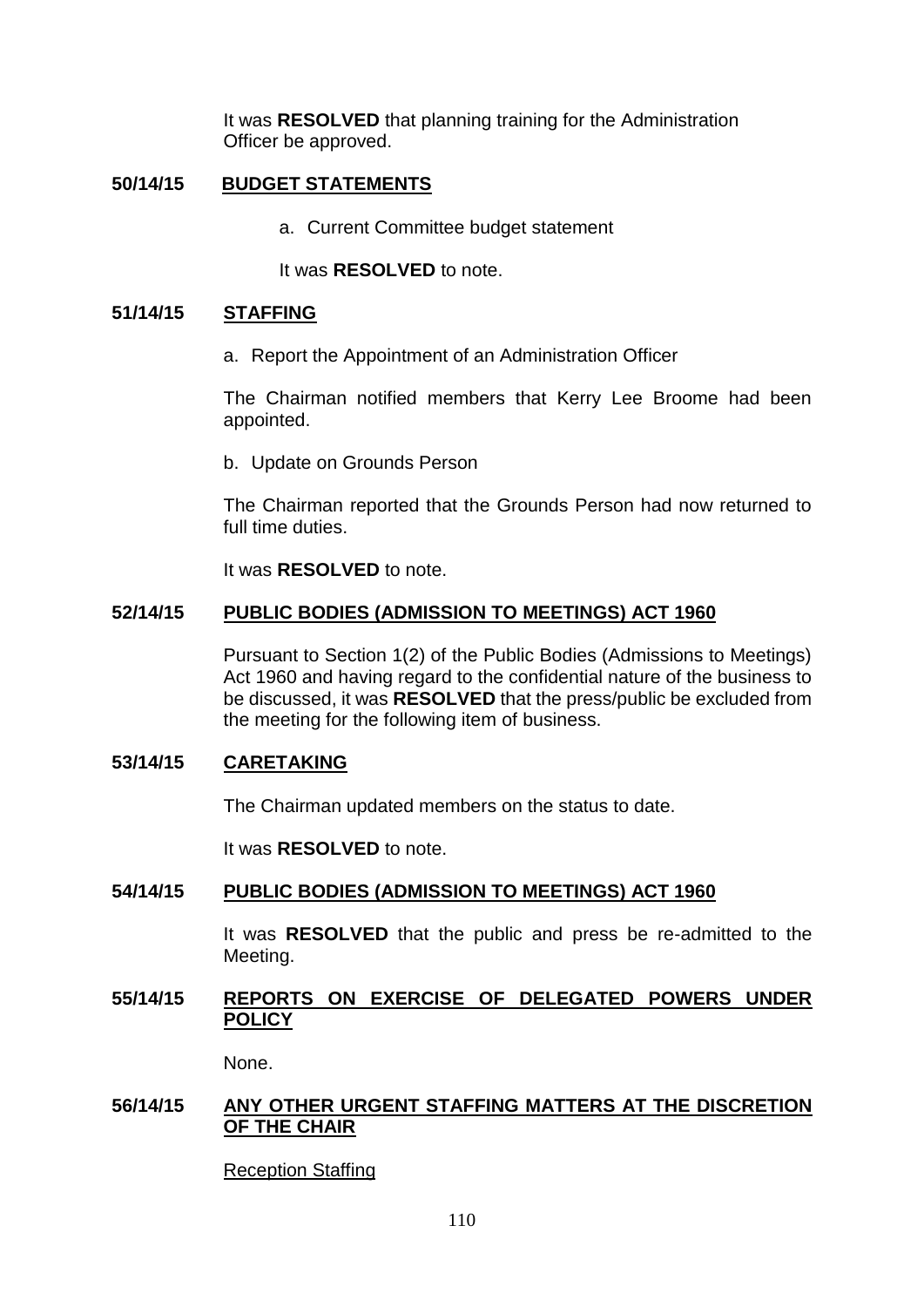It was **RESOLVED** that planning training for the Administration Officer be approved.

**50/14/15 <u>BUDGET STATEMENTS</u>**

a. Current Committee budget statement

It was **RESOLVED** to note.

**51/14/15 <u>STAFFING</u>**

a. Report the Appointment of an Administration Officer

The Chairman notified members that Kerry Lee Broome had been appointed.

b. Update on Grounds Person

The Chairman reported that the Grounds Person had now returned to full time duties.

It was **RESOLVED** to note.

**52/14/15 <u>PUBLIC BODIES (ADMISSION TO MEETINGS) ACT 1960</u>**

Pursuant to Section 1(2) of the Public Bodies (Admissions to Meetings) Act 1960 and having regard to the confidential nature of the business to be discussed, it was **RESOLVED** that the press/public be excluded from the meeting for the following item of business.

**53/14/15 <u>CARETAKING</u>**

The Chairman updated members on the status to date.

It was **RESOLVED** to note.

**54/14/15 <u>PUBLIC BODIES (ADMISSION TO MEETINGS) ACT 1960</u>**

It was **RESOLVED** that the public and press be re-admitted to the Meeting.

**55/14/15 <u>REPORTS ON EXERCISE OF DELEGATED POWERS UNDER POLICY</u>**

None.

**56/14/15 <u>ANY OTHER URGENT STAFFING MATTERS AT THE DISCRETION OF THE CHAIR</u>**

<u>Reception Staffing</u>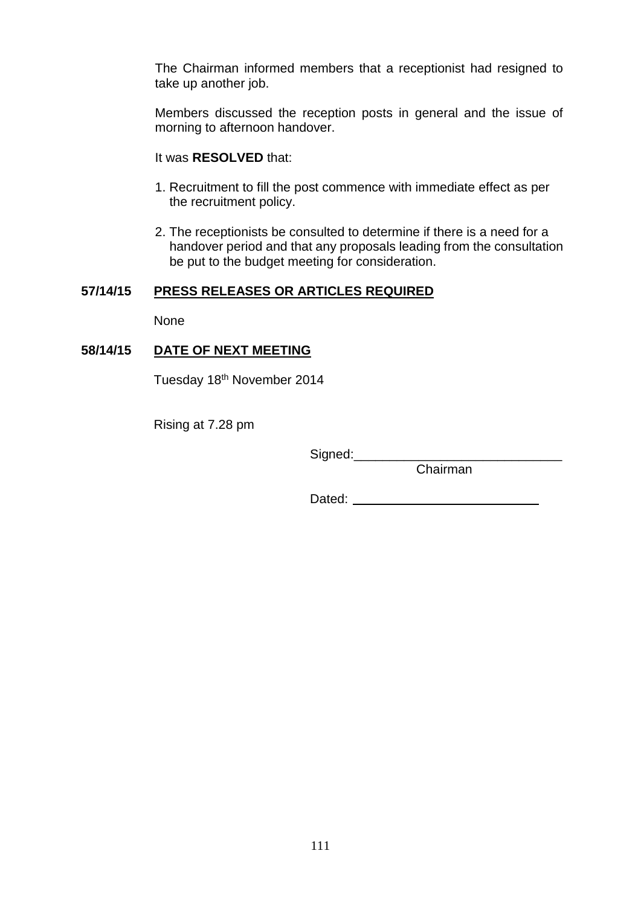The Chairman informed members that a receptionist had resigned to take up another job.

Members discussed the reception posts in general and the issue of morning to afternoon handover.

It was **RESOLVED** that:

1. Recruitment to fill the post commence with immediate effect as per the recruitment policy.
2. The receptionists be consulted to determine if there is a need for a handover period and that any proposals leading from the consultation be put to the budget meeting for consideration.

### 57/14/15 PRESS RELEASES OR ARTICLES REQUIRED

None

### 58/14/15 DATE OF NEXT MEETING

Tuesday 18th November 2014

Rising at 7.28 pm

Signed:\_\_\_\_\_\_\_\_\_\_\_\_\_\_\_\_\_\_\_\_\_\_\_\_\_\_\_\_\_\_
Chairman

Dated: \_\_\_\_\_\_\_\_\_\_\_\_\_\_\_\_\_\_\_\_\_\_\_\_\_\_\_\_